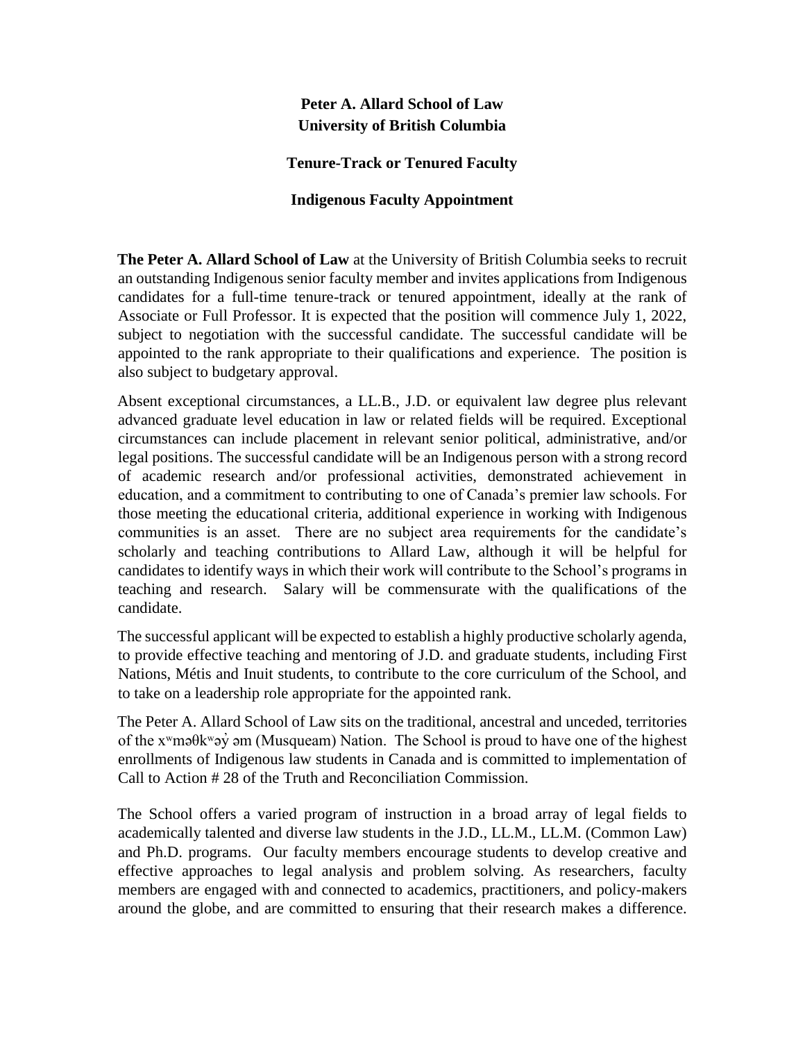**Peter A. Allard School of Law**
**University of British Columbia**

**Tenure-Track or Tenured Faculty**

**Indigenous Faculty Appointment**

**The Peter A. Allard School of Law** at the University of British Columbia seeks to recruit an outstanding Indigenous senior faculty member and invites applications from Indigenous candidates for a full-time tenure-track or tenured appointment, ideally at the rank of Associate or Full Professor. It is expected that the position will commence July 1, 2022, subject to negotiation with the successful candidate. The successful candidate will be appointed to the rank appropriate to their qualifications and experience. The position is also subject to budgetary approval.

Absent exceptional circumstances, a LL.B., J.D. or equivalent law degree plus relevant advanced graduate level education in law or related fields will be required. Exceptional circumstances can include placement in relevant senior political, administrative, and/or legal positions. The successful candidate will be an Indigenous person with a strong record of academic research and/or professional activities, demonstrated achievement in education, and a commitment to contributing to one of Canada's premier law schools. For those meeting the educational criteria, additional experience in working with Indigenous communities is an asset. There are no subject area requirements for the candidate's scholarly and teaching contributions to Allard Law, although it will be helpful for candidates to identify ways in which their work will contribute to the School's programs in teaching and research. Salary will be commensurate with the qualifications of the candidate.

The successful applicant will be expected to establish a highly productive scholarly agenda, to provide effective teaching and mentoring of J.D. and graduate students, including First Nations, Métis and Inuit students, to contribute to the core curriculum of the School, and to take on a leadership role appropriate for the appointed rank.

The Peter A. Allard School of Law sits on the traditional, ancestral and unceded, territories of the xʷməθkʷəy̓ əm (Musqueam) Nation. The School is proud to have one of the highest enrollments of Indigenous law students in Canada and is committed to implementation of Call to Action # 28 of the Truth and Reconciliation Commission.

The School offers a varied program of instruction in a broad array of legal fields to academically talented and diverse law students in the J.D., LL.M., LL.M. (Common Law) and Ph.D. programs. Our faculty members encourage students to develop creative and effective approaches to legal analysis and problem solving. As researchers, faculty members are engaged with and connected to academics, practitioners, and policy-makers around the globe, and are committed to ensuring that their research makes a difference.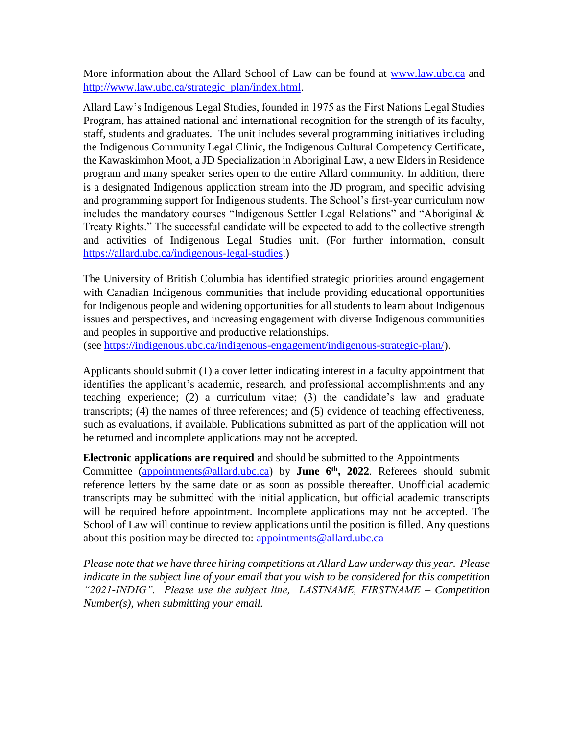More information about the Allard School of Law can be found at [www.law.ubc.ca](www.law.ubc.ca) and [http://www.law.ubc.ca/strategic_plan/index.html](http://www.law.ubc.ca/strategic_plan/index.html).

Allard Law's Indigenous Legal Studies, founded in 1975 as the First Nations Legal Studies Program, has attained national and international recognition for the strength of its faculty, staff, students and graduates. The unit includes several programming initiatives including the Indigenous Community Legal Clinic, the Indigenous Cultural Competency Certificate, the Kawaskimhon Moot, a JD Specialization in Aboriginal Law, a new Elders in Residence program and many speaker series open to the entire Allard community. In addition, there is a designated Indigenous application stream into the JD program, and specific advising and programming support for Indigenous students. The School's first-year curriculum now includes the mandatory courses "Indigenous Settler Legal Relations" and "Aboriginal & Treaty Rights." The successful candidate will be expected to add to the collective strength and activities of Indigenous Legal Studies unit. (For further information, consult [https://allard.ubc.ca/indigenous-legal-studies](https://allard.ubc.ca/indigenous-legal-studies).)

The University of British Columbia has identified strategic priorities around engagement with Canadian Indigenous communities that include providing educational opportunities for Indigenous people and widening opportunities for all students to learn about Indigenous issues and perspectives, and increasing engagement with diverse Indigenous communities and peoples in supportive and productive relationships.
(see [https://indigenous.ubc.ca/indigenous-engagement/indigenous-strategic-plan/](https://indigenous.ubc.ca/indigenous-engagement/indigenous-strategic-plan/)).

Applicants should submit (1) a cover letter indicating interest in a faculty appointment that identifies the applicant's academic, research, and professional accomplishments and any teaching experience; (2) a curriculum vitae; (3) the candidate's law and graduate transcripts; (4) the names of three references; and (5) evidence of teaching effectiveness, such as evaluations, if available. Publications submitted as part of the application will not be returned and incomplete applications may not be accepted.

**Electronic applications are required** and should be submitted to the Appointments Committee ([appointments@allard.ubc.ca](mailto:appointments@allard.ubc.ca)) by **June 6th, 2022**. Referees should submit reference letters by the same date or as soon as possible thereafter. Unofficial academic transcripts may be submitted with the initial application, but official academic transcripts will be required before appointment. Incomplete applications may not be accepted. The School of Law will continue to review applications until the position is filled. Any questions about this position may be directed to: [appointments@allard.ubc.ca](mailto:appointments@allard.ubc.ca)

*Please note that we have three hiring competitions at Allard Law underway this year. Please indicate in the subject line of your email that you wish to be considered for this competition "2021-INDIG". Please use the subject line, LASTNAME, FIRSTNAME – Competition Number(s), when submitting your email.*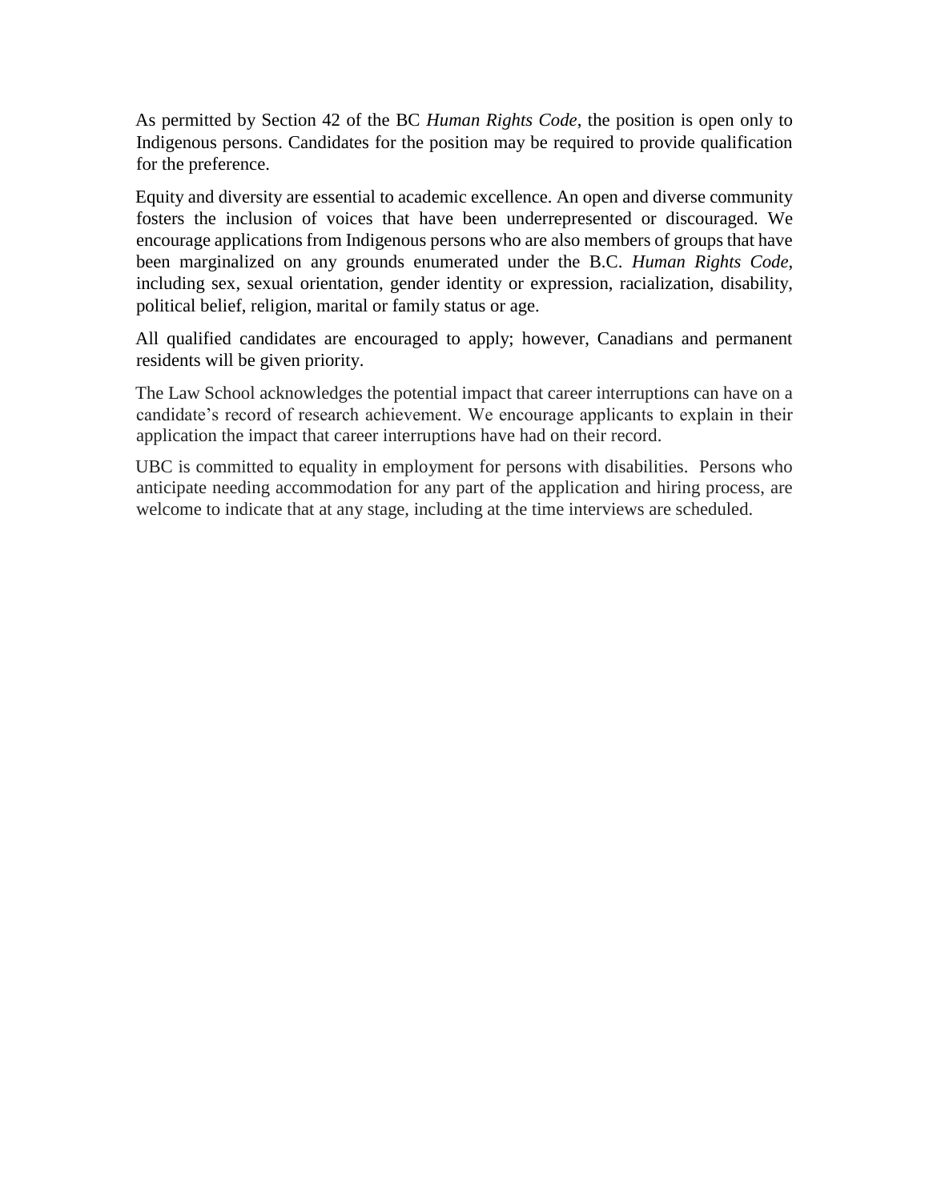As permitted by Section 42 of the BC *Human Rights Code*, the position is open only to Indigenous persons. Candidates for the position may be required to provide qualification for the preference.

Equity and diversity are essential to academic excellence. An open and diverse community fosters the inclusion of voices that have been underrepresented or discouraged. We encourage applications from Indigenous persons who are also members of groups that have been marginalized on any grounds enumerated under the B.C. *Human Rights Code*, including sex, sexual orientation, gender identity or expression, racialization, disability, political belief, religion, marital or family status or age.

All qualified candidates are encouraged to apply; however, Canadians and permanent residents will be given priority.

The Law School acknowledges the potential impact that career interruptions can have on a candidate's record of research achievement. We encourage applicants to explain in their application the impact that career interruptions have had on their record.

UBC is committed to equality in employment for persons with disabilities. Persons who anticipate needing accommodation for any part of the application and hiring process, are welcome to indicate that at any stage, including at the time interviews are scheduled.